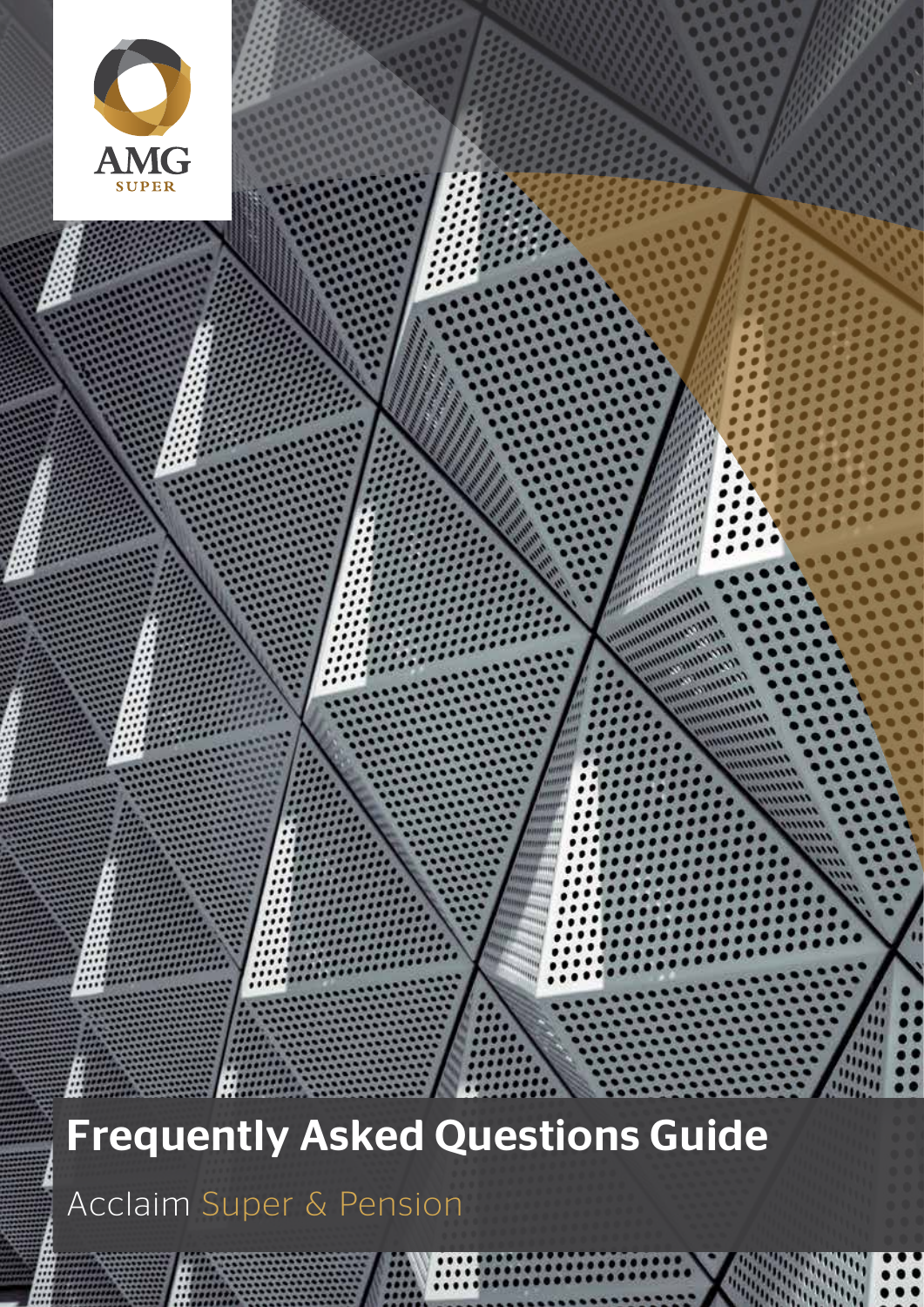AMG SUPER

# Frequently Asked Questions Guide

Acclaim Super & Pension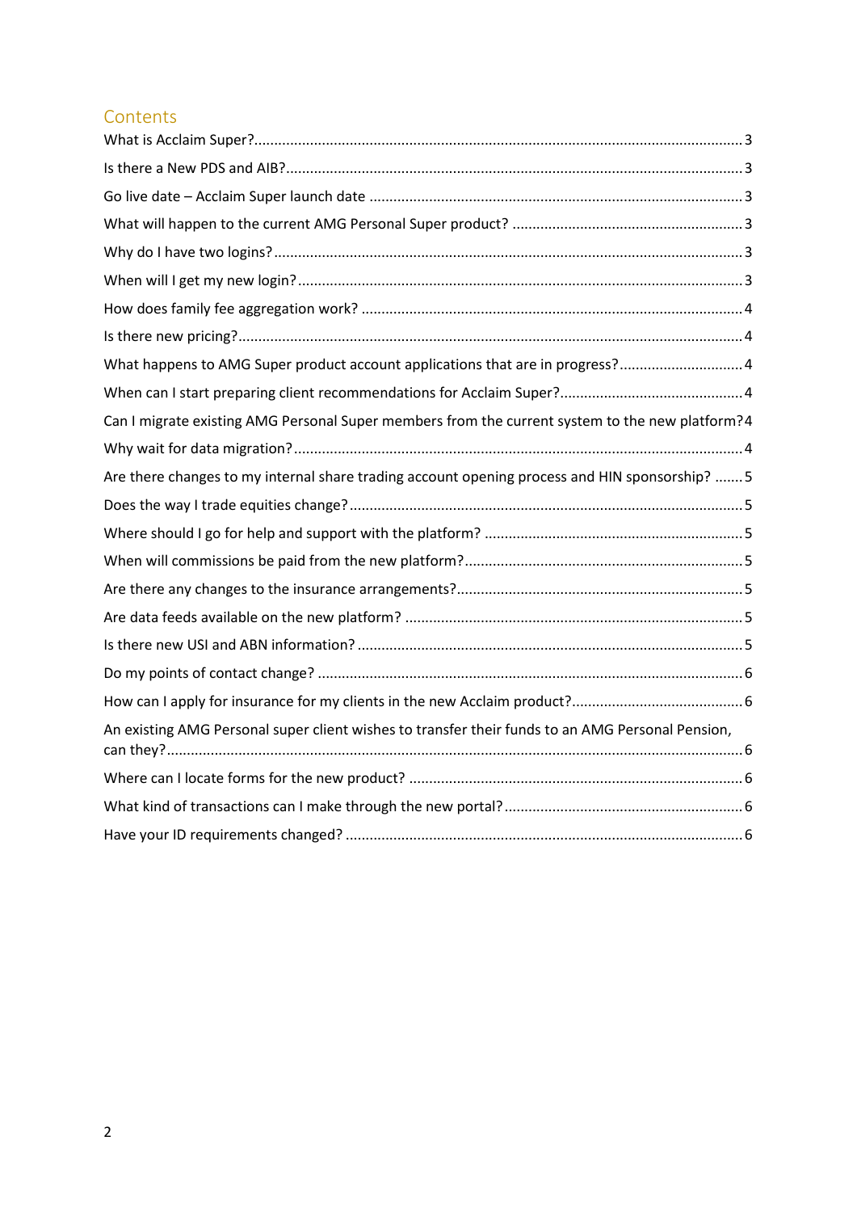## Contents

- What is Acclaim Super? ... 3
- Is there a New PDS and AIB? ... 3
- Go live date – Acclaim Super launch date ... 3
- What will happen to the current AMG Personal Super product? ... 3
- Why do I have two logins? ... 3
- When will I get my new login? ... 3
- How does family fee aggregation work? ... 4
- Is there new pricing? ... 4
- What happens to AMG Super product account applications that are in progress? ... 4
- When can I start preparing client recommendations for Acclaim Super? ... 4
- Can I migrate existing AMG Personal Super members from the current system to the new platform? ... 4
- Why wait for data migration? ... 4
- Are there changes to my internal share trading account opening process and HIN sponsorship? ... 5
- Does the way I trade equities change? ... 5
- Where should I go for help and support with the platform? ... 5
- When will commissions be paid from the new platform? ... 5
- Are there any changes to the insurance arrangements? ... 5
- Are data feeds available on the new platform? ... 5
- Is there new USI and ABN information? ... 5
- Do my points of contact change? ... 6
- How can I apply for insurance for my clients in the new Acclaim product? ... 6
- An existing AMG Personal super client wishes to transfer their funds to an AMG Personal Pension, can they? ... 6
- Where can I locate forms for the new product? ... 6
- What kind of transactions can I make through the new portal? ... 6
- Have your ID requirements changed? ... 6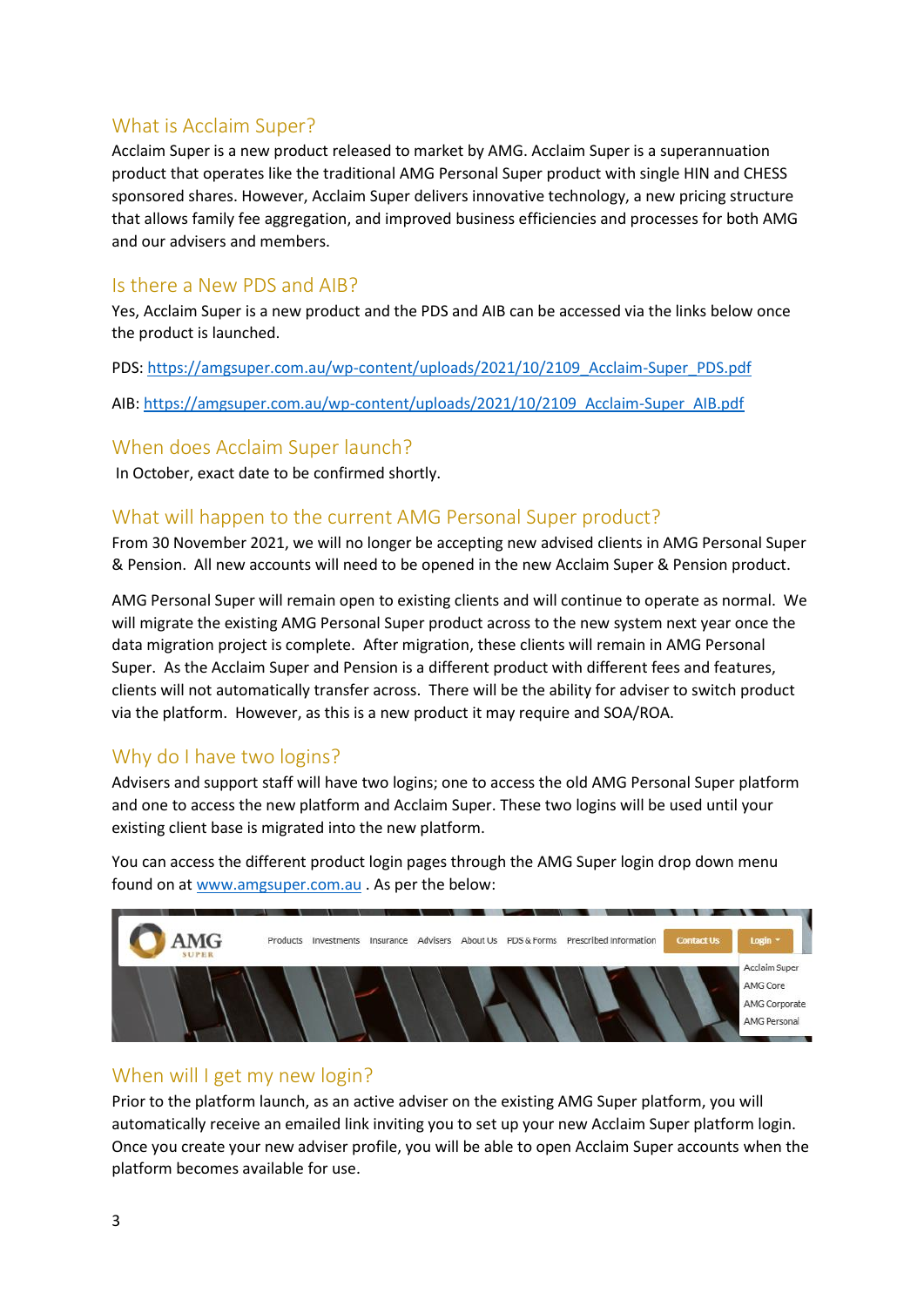## What is Acclaim Super?

Acclaim Super is a new product released to market by AMG. Acclaim Super is a superannuation product that operates like the traditional AMG Personal Super product with single HIN and CHESS sponsored shares. However, Acclaim Super delivers innovative technology, a new pricing structure that allows family fee aggregation, and improved business efficiencies and processes for both AMG and our advisers and members.

## Is there a New PDS and AIB?

Yes, Acclaim Super is a new product and the PDS and AIB can be accessed via the links below once the product is launched.

PDS: https://amgsuper.com.au/wp-content/uploads/2021/10/2109_Acclaim-Super_PDS.pdf

AIB: https://amgsuper.com.au/wp-content/uploads/2021/10/2109_Acclaim-Super_AIB.pdf

## When does Acclaim Super launch?

In October, exact date to be confirmed shortly.

## What will happen to the current AMG Personal Super product?

From 30 November 2021, we will no longer be accepting new advised clients in AMG Personal Super & Pension. All new accounts will need to be opened in the new Acclaim Super & Pension product.

AMG Personal Super will remain open to existing clients and will continue to operate as normal. We will migrate the existing AMG Personal Super product across to the new system next year once the data migration project is complete. After migration, these clients will remain in AMG Personal Super. As the Acclaim Super and Pension is a different product with different fees and features, clients will not automatically transfer across. There will be the ability for adviser to switch product via the platform. However, as this is a new product it may require and SOA/ROA.

## Why do I have two logins?

Advisers and support staff will have two logins; one to access the old AMG Personal Super platform and one to access the new platform and Acclaim Super. These two logins will be used until your existing client base is migrated into the new platform.

You can access the different product login pages through the AMG Super login drop down menu found on at www.amgsuper.com.au . As per the below:

## When will I get my new login?

Prior to the platform launch, as an active adviser on the existing AMG Super platform, you will automatically receive an emailed link inviting you to set up your new Acclaim Super platform login. Once you create your new adviser profile, you will be able to open Acclaim Super accounts when the platform becomes available for use.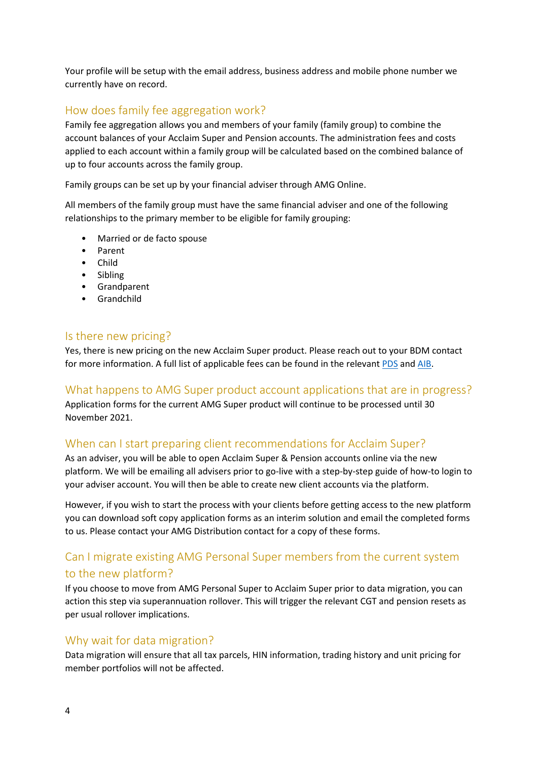Your profile will be setup with the email address, business address and mobile phone number we currently have on record.

## How does family fee aggregation work?

Family fee aggregation allows you and members of your family (family group) to combine the account balances of your Acclaim Super and Pension accounts. The administration fees and costs applied to each account within a family group will be calculated based on the combined balance of up to four accounts across the family group.

Family groups can be set up by your financial adviser through AMG Online.

All members of the family group must have the same financial adviser and one of the following relationships to the primary member to be eligible for family grouping:

- Married or de facto spouse
- Parent
- Child
- Sibling
- Grandparent
- Grandchild

## Is there new pricing?

Yes, there is new pricing on the new Acclaim Super product. Please reach out to your BDM contact for more information. A full list of applicable fees can be found in the relevant PDS and AIB.

## What happens to AMG Super product account applications that are in progress?

Application forms for the current AMG Super product will continue to be processed until 30 November 2021.

## When can I start preparing client recommendations for Acclaim Super?

As an adviser, you will be able to open Acclaim Super & Pension accounts online via the new platform. We will be emailing all advisers prior to go-live with a step-by-step guide of how-to login to your adviser account. You will then be able to create new client accounts via the platform.

However, if you wish to start the process with your clients before getting access to the new platform you can download soft copy application forms as an interim solution and email the completed forms to us. Please contact your AMG Distribution contact for a copy of these forms.

## Can I migrate existing AMG Personal Super members from the current system to the new platform?

If you choose to move from AMG Personal Super to Acclaim Super prior to data migration, you can action this step via superannuation rollover. This will trigger the relevant CGT and pension resets as per usual rollover implications.

## Why wait for data migration?

Data migration will ensure that all tax parcels, HIN information, trading history and unit pricing for member portfolios will not be affected.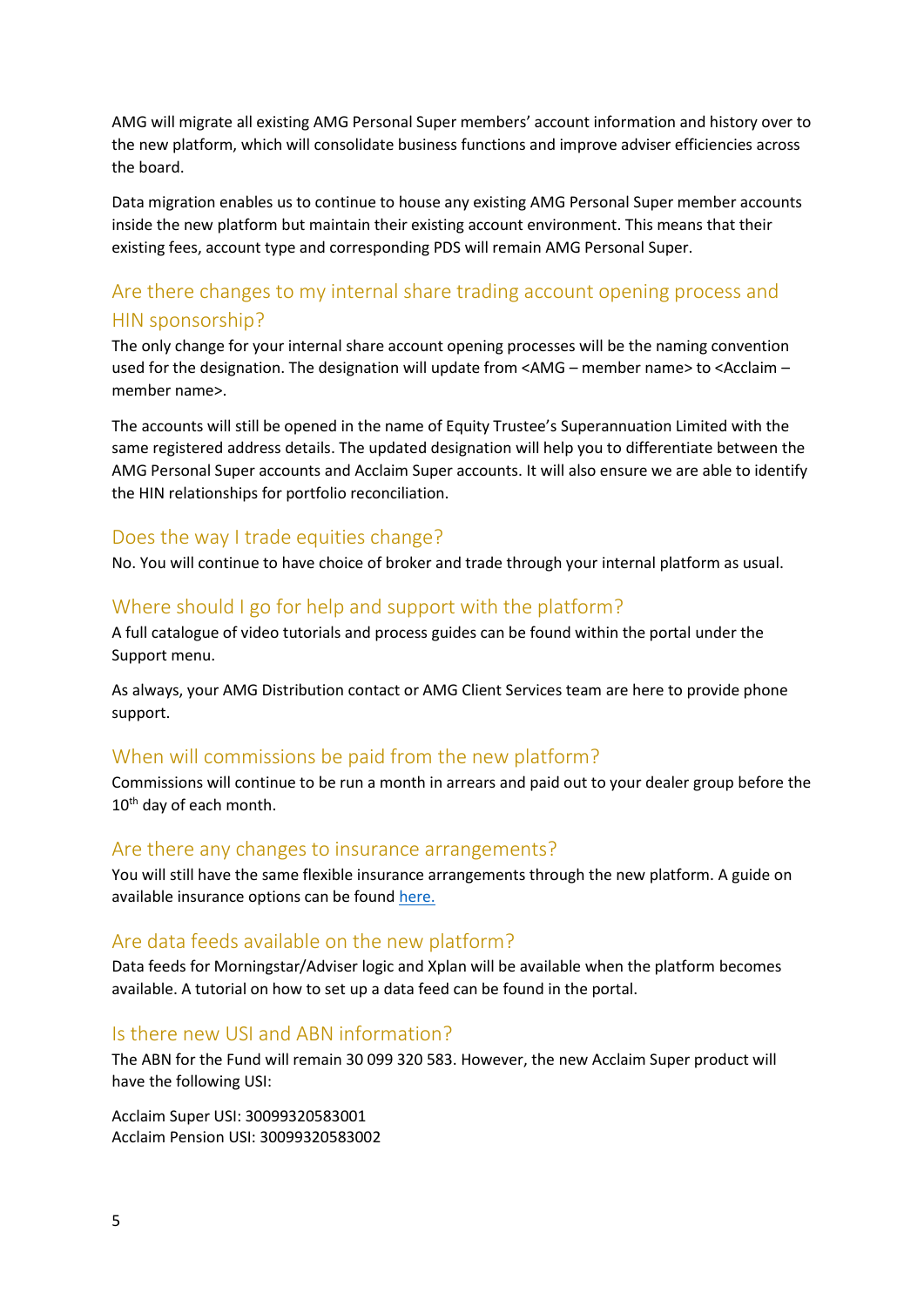AMG will migrate all existing AMG Personal Super members' account information and history over to the new platform, which will consolidate business functions and improve adviser efficiencies across the board.

Data migration enables us to continue to house any existing AMG Personal Super member accounts inside the new platform but maintain their existing account environment. This means that their existing fees, account type and corresponding PDS will remain AMG Personal Super.

## Are there changes to my internal share trading account opening process and HIN sponsorship?

The only change for your internal share account opening processes will be the naming convention used for the designation. The designation will update from <AMG – member name> to <Acclaim – member name>.

The accounts will still be opened in the name of Equity Trustee's Superannuation Limited with the same registered address details. The updated designation will help you to differentiate between the AMG Personal Super accounts and Acclaim Super accounts. It will also ensure we are able to identify the HIN relationships for portfolio reconciliation.

## Does the way I trade equities change?

No. You will continue to have choice of broker and trade through your internal platform as usual.

## Where should I go for help and support with the platform?

A full catalogue of video tutorials and process guides can be found within the portal under the Support menu.

As always, your AMG Distribution contact or AMG Client Services team are here to provide phone support.

## When will commissions be paid from the new platform?

Commissions will continue to be run a month in arrears and paid out to your dealer group before the 10th day of each month.

## Are there any changes to insurance arrangements?

You will still have the same flexible insurance arrangements through the new platform. A guide on available insurance options can be found here.

## Are data feeds available on the new platform?

Data feeds for Morningstar/Adviser logic and Xplan will be available when the platform becomes available. A tutorial on how to set up a data feed can be found in the portal.

## Is there new USI and ABN information?

The ABN for the Fund will remain 30 099 320 583. However, the new Acclaim Super product will have the following USI:

Acclaim Super USI: 30099320583001
Acclaim Pension USI: 30099320583002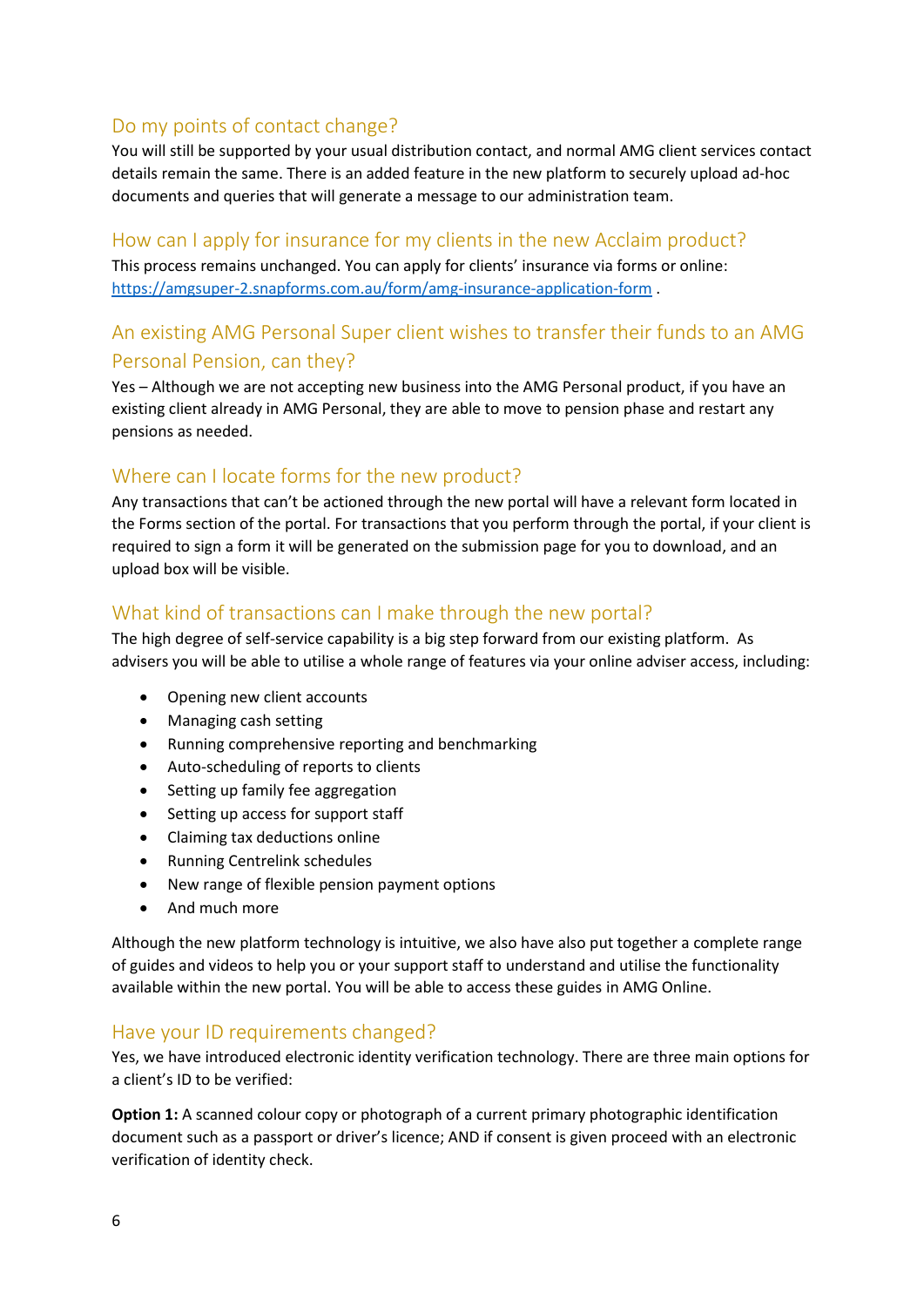## Do my points of contact change?

You will still be supported by your usual distribution contact, and normal AMG client services contact details remain the same. There is an added feature in the new platform to securely upload ad-hoc documents and queries that will generate a message to our administration team.

## How can I apply for insurance for my clients in the new Acclaim product?

This process remains unchanged. You can apply for clients' insurance via forms or online: [https://amgsuper-2.snapforms.com.au/form/amg-insurance-application-form](https://amgsuper-2.snapforms.com.au/form/amg-insurance-application-form) .

## An existing AMG Personal Super client wishes to transfer their funds to an AMG Personal Pension, can they?

Yes – Although we are not accepting new business into the AMG Personal product, if you have an existing client already in AMG Personal, they are able to move to pension phase and restart any pensions as needed.

## Where can I locate forms for the new product?

Any transactions that can't be actioned through the new portal will have a relevant form located in the Forms section of the portal. For transactions that you perform through the portal, if your client is required to sign a form it will be generated on the submission page for you to download, and an upload box will be visible.

## What kind of transactions can I make through the new portal?

The high degree of self-service capability is a big step forward from our existing platform. As advisers you will be able to utilise a whole range of features via your online adviser access, including:

- Opening new client accounts
- Managing cash setting
- Running comprehensive reporting and benchmarking
- Auto-scheduling of reports to clients
- Setting up family fee aggregation
- Setting up access for support staff
- Claiming tax deductions online
- Running Centrelink schedules
- New range of flexible pension payment options
- And much more

Although the new platform technology is intuitive, we also have also put together a complete range of guides and videos to help you or your support staff to understand and utilise the functionality available within the new portal. You will be able to access these guides in AMG Online.

## Have your ID requirements changed?

Yes, we have introduced electronic identity verification technology. There are three main options for a client's ID to be verified:

**Option 1:** A scanned colour copy or photograph of a current primary photographic identification document such as a passport or driver's licence; AND if consent is given proceed with an electronic verification of identity check.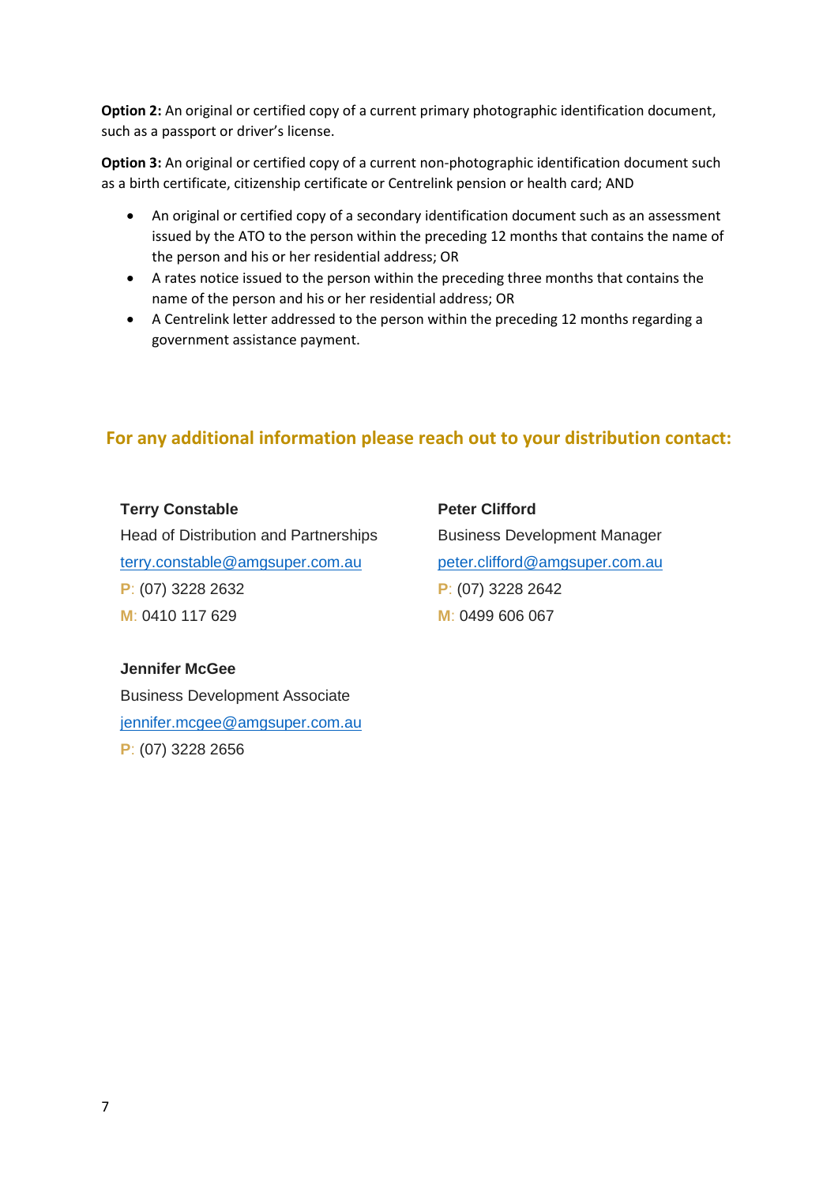**Option 2:** An original or certified copy of a current primary photographic identification document, such as a passport or driver's license.

**Option 3:** An original or certified copy of a current non-photographic identification document such as a birth certificate, citizenship certificate or Centrelink pension or health card; AND

- An original or certified copy of a secondary identification document such as an assessment issued by the ATO to the person within the preceding 12 months that contains the name of the person and his or her residential address; OR
- A rates notice issued to the person within the preceding three months that contains the name of the person and his or her residential address; OR
- A Centrelink letter addressed to the person within the preceding 12 months regarding a government assistance payment.

## For any additional information please reach out to your distribution contact:

**Terry Constable**
Head of Distribution and Partnerships
terry.constable@amgsuper.com.au
P: (07) 3228 2632
M: 0410 117 629

**Peter Clifford**
Business Development Manager
peter.clifford@amgsuper.com.au
P: (07) 3228 2642
M: 0499 606 067

**Jennifer McGee**
Business Development Associate
jennifer.mcgee@amgsuper.com.au
P: (07) 3228 2656